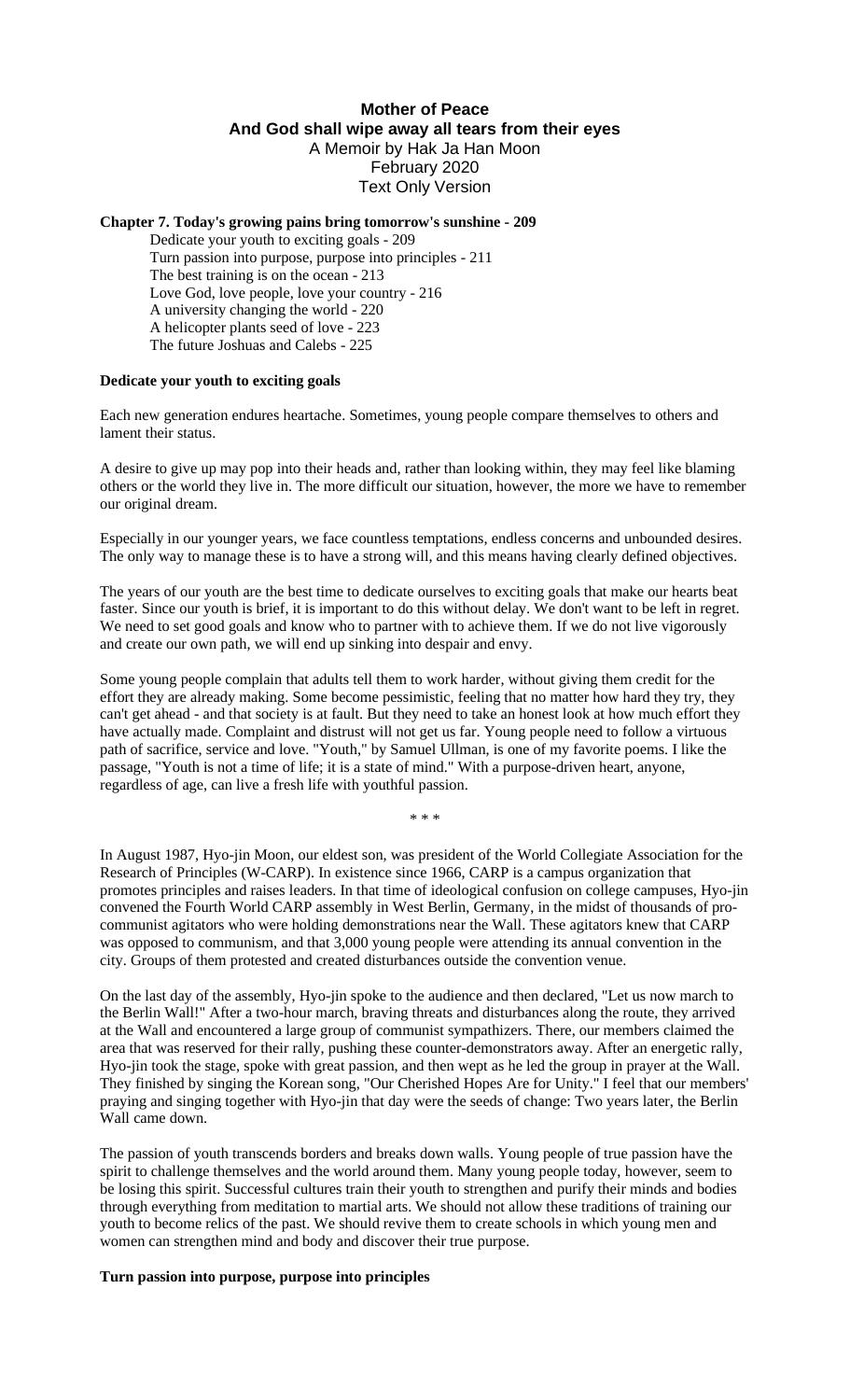**Mother of Peace**
**And God shall wipe away all tears from their eyes**
A Memoir by Hak Ja Han Moon
February 2020
Text Only Version

**Chapter 7. Today's growing pains bring tomorrow's sunshine - 209**

Dedicate your youth to exciting goals - 209
Turn passion into purpose, purpose into principles - 211
The best training is on the ocean - 213
Love God, love people, love your country - 216
A university changing the world - 220
A helicopter plants seed of love - 223
The future Joshuas and Calebs - 225

**Dedicate your youth to exciting goals**

Each new generation endures heartache. Sometimes, young people compare themselves to others and lament their status.

A desire to give up may pop into their heads and, rather than looking within, they may feel like blaming others or the world they live in. The more difficult our situation, however, the more we have to remember our original dream.

Especially in our younger years, we face countless temptations, endless concerns and unbounded desires. The only way to manage these is to have a strong will, and this means having clearly defined objectives.

The years of our youth are the best time to dedicate ourselves to exciting goals that make our hearts beat faster. Since our youth is brief, it is important to do this without delay. We don't want to be left in regret. We need to set good goals and know who to partner with to achieve them. If we do not live vigorously and create our own path, we will end up sinking into despair and envy.

Some young people complain that adults tell them to work harder, without giving them credit for the effort they are already making. Some become pessimistic, feeling that no matter how hard they try, they can't get ahead - and that society is at fault. But they need to take an honest look at how much effort they have actually made. Complaint and distrust will not get us far. Young people need to follow a virtuous path of sacrifice, service and love. "Youth," by Samuel Ullman, is one of my favorite poems. I like the passage, "Youth is not a time of life; it is a state of mind." With a purpose-driven heart, anyone, regardless of age, can live a fresh life with youthful passion.

\* \* \*

In August 1987, Hyo-jin Moon, our eldest son, was president of the World Collegiate Association for the Research of Principles (W-CARP). In existence since 1966, CARP is a campus organization that promotes principles and raises leaders. In that time of ideological confusion on college campuses, Hyo-jin convened the Fourth World CARP assembly in West Berlin, Germany, in the midst of thousands of pro-communist agitators who were holding demonstrations near the Wall. These agitators knew that CARP was opposed to communism, and that 3,000 young people were attending its annual convention in the city. Groups of them protested and created disturbances outside the convention venue.

On the last day of the assembly, Hyo-jin spoke to the audience and then declared, "Let us now march to the Berlin Wall!" After a two-hour march, braving threats and disturbances along the route, they arrived at the Wall and encountered a large group of communist sympathizers. There, our members claimed the area that was reserved for their rally, pushing these counter-demonstrators away. After an energetic rally, Hyo-jin took the stage, spoke with great passion, and then wept as he led the group in prayer at the Wall. They finished by singing the Korean song, "Our Cherished Hopes Are for Unity." I feel that our members' praying and singing together with Hyo-jin that day were the seeds of change: Two years later, the Berlin Wall came down.

The passion of youth transcends borders and breaks down walls. Young people of true passion have the spirit to challenge themselves and the world around them. Many young people today, however, seem to be losing this spirit. Successful cultures train their youth to strengthen and purify their minds and bodies through everything from meditation to martial arts. We should not allow these traditions of training our youth to become relics of the past. We should revive them to create schools in which young men and women can strengthen mind and body and discover their true purpose.

**Turn passion into purpose, purpose into principles**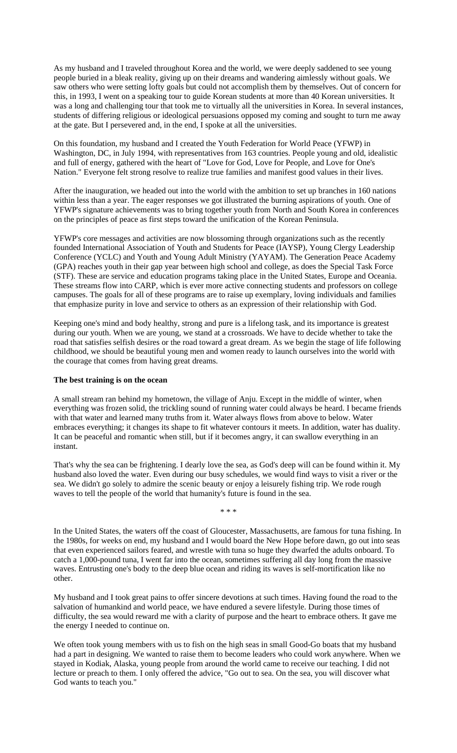As my husband and I traveled throughout Korea and the world, we were deeply saddened to see young people buried in a bleak reality, giving up on their dreams and wandering aimlessly without goals. We saw others who were setting lofty goals but could not accomplish them by themselves. Out of concern for this, in 1993, I went on a speaking tour to guide Korean students at more than 40 Korean universities. It was a long and challenging tour that took me to virtually all the universities in Korea. In several instances, students of differing religious or ideological persuasions opposed my coming and sought to turn me away at the gate. But I persevered and, in the end, I spoke at all the universities.

On this foundation, my husband and I created the Youth Federation for World Peace (YFWP) in Washington, DC, in July 1994, with representatives from 163 countries. People young and old, idealistic and full of energy, gathered with the heart of "Love for God, Love for People, and Love for One's Nation." Everyone felt strong resolve to realize true families and manifest good values in their lives.

After the inauguration, we headed out into the world with the ambition to set up branches in 160 nations within less than a year. The eager responses we got illustrated the burning aspirations of youth. One of YFWP's signature achievements was to bring together youth from North and South Korea in conferences on the principles of peace as first steps toward the unification of the Korean Peninsula.

YFWP's core messages and activities are now blossoming through organizations such as the recently founded International Association of Youth and Students for Peace (IAYSP), Young Clergy Leadership Conference (YCLC) and Youth and Young Adult Ministry (YAYAM). The Generation Peace Academy (GPA) reaches youth in their gap year between high school and college, as does the Special Task Force (STF). These are service and education programs taking place in the United States, Europe and Oceania. These streams flow into CARP, which is ever more active connecting students and professors on college campuses. The goals for all of these programs are to raise up exemplary, loving individuals and families that emphasize purity in love and service to others as an expression of their relationship with God.

Keeping one's mind and body healthy, strong and pure is a lifelong task, and its importance is greatest during our youth. When we are young, we stand at a crossroads. We have to decide whether to take the road that satisfies selfish desires or the road toward a great dream. As we begin the stage of life following childhood, we should be beautiful young men and women ready to launch ourselves into the world with the courage that comes from having great dreams.

**The best training is on the ocean**

A small stream ran behind my hometown, the village of Anju. Except in the middle of winter, when everything was frozen solid, the trickling sound of running water could always be heard. I became friends with that water and learned many truths from it. Water always flows from above to below. Water embraces everything; it changes its shape to fit whatever contours it meets. In addition, water has duality. It can be peaceful and romantic when still, but if it becomes angry, it can swallow everything in an instant.

That's why the sea can be frightening. I dearly love the sea, as God's deep will can be found within it. My husband also loved the water. Even during our busy schedules, we would find ways to visit a river or the sea. We didn't go solely to admire the scenic beauty or enjoy a leisurely fishing trip. We rode rough waves to tell the people of the world that humanity's future is found in the sea.

\* \* \*

In the United States, the waters off the coast of Gloucester, Massachusetts, are famous for tuna fishing. In the 1980s, for weeks on end, my husband and I would board the New Hope before dawn, go out into seas that even experienced sailors feared, and wrestle with tuna so huge they dwarfed the adults onboard. To catch a 1,000-pound tuna, I went far into the ocean, sometimes suffering all day long from the massive waves. Entrusting one's body to the deep blue ocean and riding its waves is self-mortification like no other.

My husband and I took great pains to offer sincere devotions at such times. Having found the road to the salvation of humankind and world peace, we have endured a severe lifestyle. During those times of difficulty, the sea would reward me with a clarity of purpose and the heart to embrace others. It gave me the energy I needed to continue on.

We often took young members with us to fish on the high seas in small Good-Go boats that my husband had a part in designing. We wanted to raise them to become leaders who could work anywhere. When we stayed in Kodiak, Alaska, young people from around the world came to receive our teaching. I did not lecture or preach to them. I only offered the advice, "Go out to sea. On the sea, you will discover what God wants to teach you."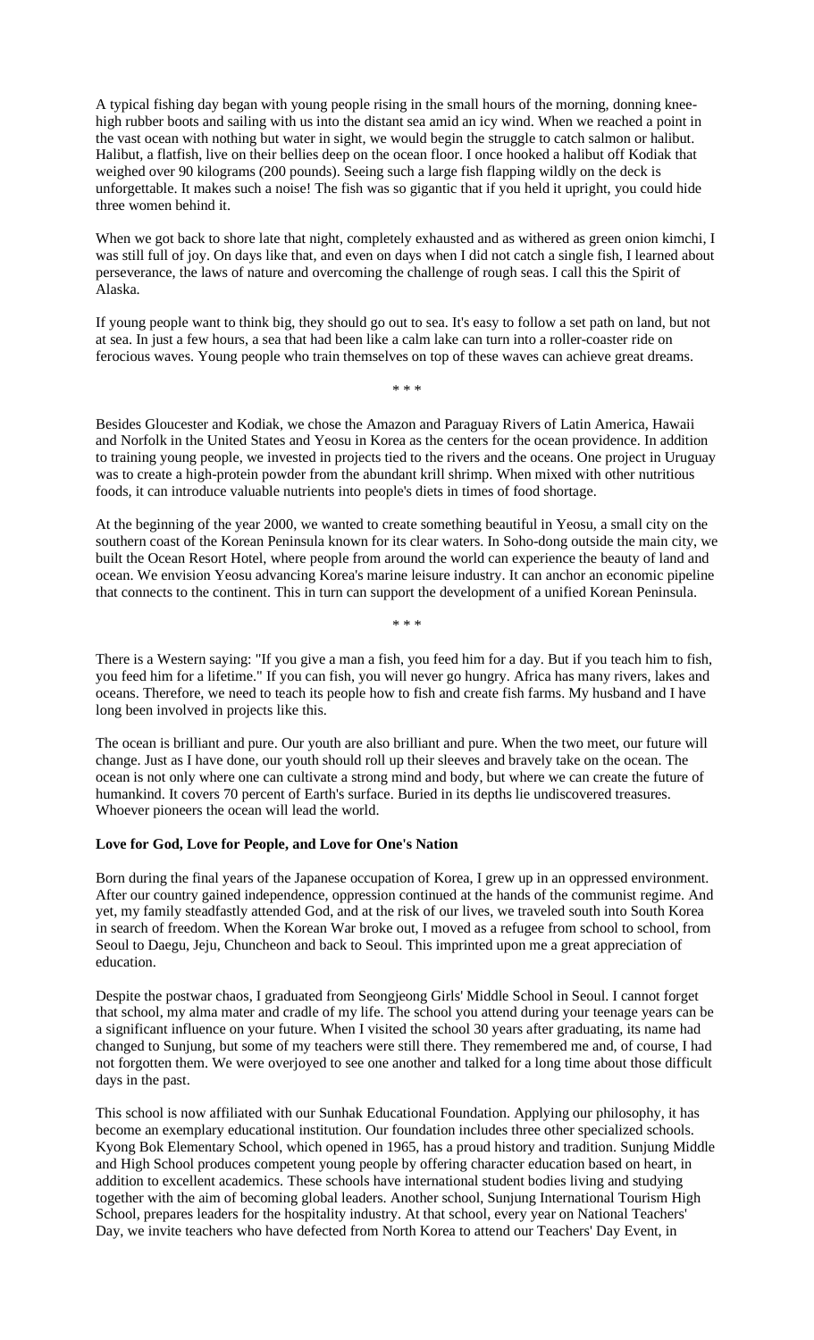A typical fishing day began with young people rising in the small hours of the morning, donning knee-high rubber boots and sailing with us into the distant sea amid an icy wind. When we reached a point in the vast ocean with nothing but water in sight, we would begin the struggle to catch salmon or halibut. Halibut, a flatfish, live on their bellies deep on the ocean floor. I once hooked a halibut off Kodiak that weighed over 90 kilograms (200 pounds). Seeing such a large fish flapping wildly on the deck is unforgettable. It makes such a noise! The fish was so gigantic that if you held it upright, you could hide three women behind it.

When we got back to shore late that night, completely exhausted and as withered as green onion kimchi, I was still full of joy. On days like that, and even on days when I did not catch a single fish, I learned about perseverance, the laws of nature and overcoming the challenge of rough seas. I call this the Spirit of Alaska.

If young people want to think big, they should go out to sea. It's easy to follow a set path on land, but not at sea. In just a few hours, a sea that had been like a calm lake can turn into a roller-coaster ride on ferocious waves. Young people who train themselves on top of these waves can achieve great dreams.

* * *

Besides Gloucester and Kodiak, we chose the Amazon and Paraguay Rivers of Latin America, Hawaii and Norfolk in the United States and Yeosu in Korea as the centers for the ocean providence. In addition to training young people, we invested in projects tied to the rivers and the oceans. One project in Uruguay was to create a high-protein powder from the abundant krill shrimp. When mixed with other nutritious foods, it can introduce valuable nutrients into people's diets in times of food shortage.

At the beginning of the year 2000, we wanted to create something beautiful in Yeosu, a small city on the southern coast of the Korean Peninsula known for its clear waters. In Soho-dong outside the main city, we built the Ocean Resort Hotel, where people from around the world can experience the beauty of land and ocean. We envision Yeosu advancing Korea's marine leisure industry. It can anchor an economic pipeline that connects to the continent. This in turn can support the development of a unified Korean Peninsula.

* * *

There is a Western saying: "If you give a man a fish, you feed him for a day. But if you teach him to fish, you feed him for a lifetime." If you can fish, you will never go hungry. Africa has many rivers, lakes and oceans. Therefore, we need to teach its people how to fish and create fish farms. My husband and I have long been involved in projects like this.

The ocean is brilliant and pure. Our youth are also brilliant and pure. When the two meet, our future will change. Just as I have done, our youth should roll up their sleeves and bravely take on the ocean. The ocean is not only where one can cultivate a strong mind and body, but where we can create the future of humankind. It covers 70 percent of Earth's surface. Buried in its depths lie undiscovered treasures. Whoever pioneers the ocean will lead the world.

**Love for God, Love for People, and Love for One's Nation**

Born during the final years of the Japanese occupation of Korea, I grew up in an oppressed environment. After our country gained independence, oppression continued at the hands of the communist regime. And yet, my family steadfastly attended God, and at the risk of our lives, we traveled south into South Korea in search of freedom. When the Korean War broke out, I moved as a refugee from school to school, from Seoul to Daegu, Jeju, Chuncheon and back to Seoul. This imprinted upon me a great appreciation of education.

Despite the postwar chaos, I graduated from Seongjeong Girls' Middle School in Seoul. I cannot forget that school, my alma mater and cradle of my life. The school you attend during your teenage years can be a significant influence on your future. When I visited the school 30 years after graduating, its name had changed to Sunjung, but some of my teachers were still there. They remembered me and, of course, I had not forgotten them. We were overjoyed to see one another and talked for a long time about those difficult days in the past.

This school is now affiliated with our Sunhak Educational Foundation. Applying our philosophy, it has become an exemplary educational institution. Our foundation includes three other specialized schools. Kyong Bok Elementary School, which opened in 1965, has a proud history and tradition. Sunjung Middle and High School produces competent young people by offering character education based on heart, in addition to excellent academics. These schools have international student bodies living and studying together with the aim of becoming global leaders. Another school, Sunjung International Tourism High School, prepares leaders for the hospitality industry. At that school, every year on National Teachers' Day, we invite teachers who have defected from North Korea to attend our Teachers' Day Event, in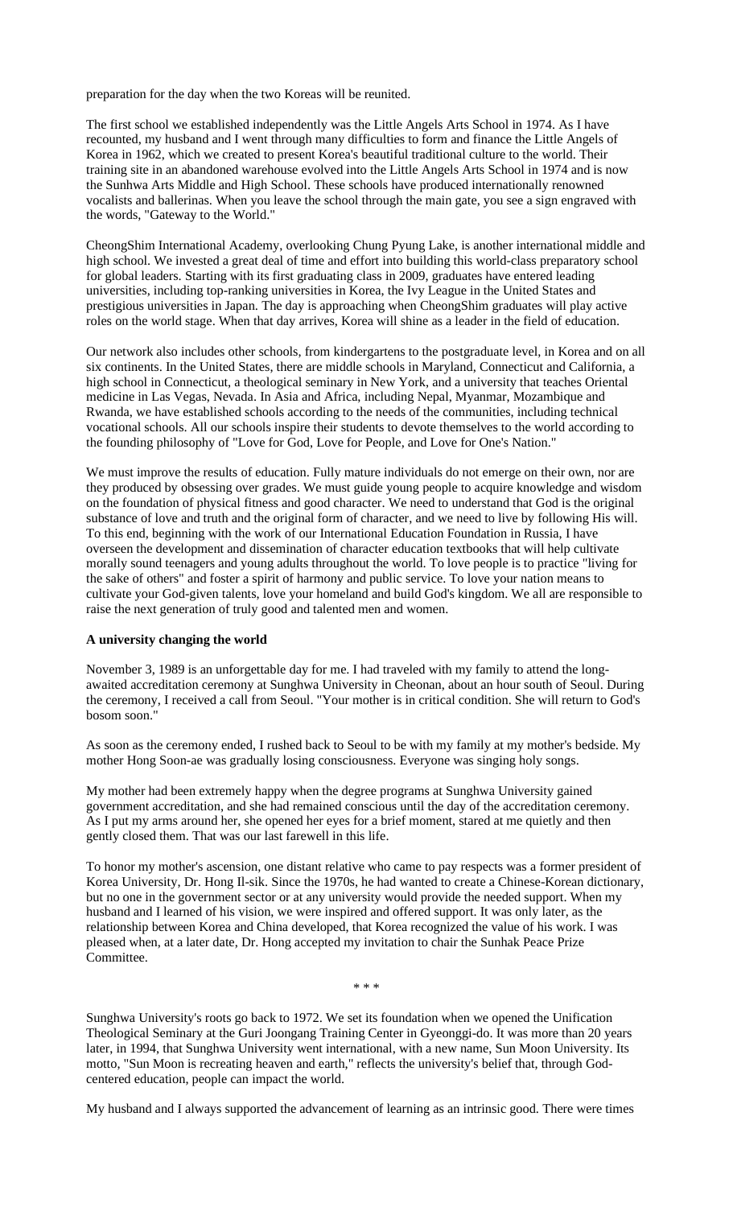preparation for the day when the two Koreas will be reunited.

The first school we established independently was the Little Angels Arts School in 1974. As I have recounted, my husband and I went through many difficulties to form and finance the Little Angels of Korea in 1962, which we created to present Korea's beautiful traditional culture to the world. Their training site in an abandoned warehouse evolved into the Little Angels Arts School in 1974 and is now the Sunhwa Arts Middle and High School. These schools have produced internationally renowned vocalists and ballerinas. When you leave the school through the main gate, you see a sign engraved with the words, "Gateway to the World."

CheongShim International Academy, overlooking Chung Pyung Lake, is another international middle and high school. We invested a great deal of time and effort into building this world-class preparatory school for global leaders. Starting with its first graduating class in 2009, graduates have entered leading universities, including top-ranking universities in Korea, the Ivy League in the United States and prestigious universities in Japan. The day is approaching when CheongShim graduates will play active roles on the world stage. When that day arrives, Korea will shine as a leader in the field of education.

Our network also includes other schools, from kindergartens to the postgraduate level, in Korea and on all six continents. In the United States, there are middle schools in Maryland, Connecticut and California, a high school in Connecticut, a theological seminary in New York, and a university that teaches Oriental medicine in Las Vegas, Nevada. In Asia and Africa, including Nepal, Myanmar, Mozambique and Rwanda, we have established schools according to the needs of the communities, including technical vocational schools. All our schools inspire their students to devote themselves to the world according to the founding philosophy of "Love for God, Love for People, and Love for One's Nation."

We must improve the results of education. Fully mature individuals do not emerge on their own, nor are they produced by obsessing over grades. We must guide young people to acquire knowledge and wisdom on the foundation of physical fitness and good character. We need to understand that God is the original substance of love and truth and the original form of character, and we need to live by following His will. To this end, beginning with the work of our International Education Foundation in Russia, I have overseen the development and dissemination of character education textbooks that will help cultivate morally sound teenagers and young adults throughout the world. To love people is to practice "living for the sake of others" and foster a spirit of harmony and public service. To love your nation means to cultivate your God-given talents, love your homeland and build God's kingdom. We all are responsible to raise the next generation of truly good and talented men and women.

**A university changing the world**

November 3, 1989 is an unforgettable day for me. I had traveled with my family to attend the long-awaited accreditation ceremony at Sunghwa University in Cheonan, about an hour south of Seoul. During the ceremony, I received a call from Seoul. "Your mother is in critical condition. She will return to God's bosom soon."

As soon as the ceremony ended, I rushed back to Seoul to be with my family at my mother's bedside. My mother Hong Soon-ae was gradually losing consciousness. Everyone was singing holy songs.

My mother had been extremely happy when the degree programs at Sunghwa University gained government accreditation, and she had remained conscious until the day of the accreditation ceremony. As I put my arms around her, she opened her eyes for a brief moment, stared at me quietly and then gently closed them. That was our last farewell in this life.

To honor my mother's ascension, one distant relative who came to pay respects was a former president of Korea University, Dr. Hong Il-sik. Since the 1970s, he had wanted to create a Chinese-Korean dictionary, but no one in the government sector or at any university would provide the needed support. When my husband and I learned of his vision, we were inspired and offered support. It was only later, as the relationship between Korea and China developed, that Korea recognized the value of his work. I was pleased when, at a later date, Dr. Hong accepted my invitation to chair the Sunhak Peace Prize Committee.

\* \* \*

Sunghwa University's roots go back to 1972. We set its foundation when we opened the Unification Theological Seminary at the Guri Joongang Training Center in Gyeonggi-do. It was more than 20 years later, in 1994, that Sunghwa University went international, with a new name, Sun Moon University. Its motto, "Sun Moon is recreating heaven and earth," reflects the university's belief that, through God-centered education, people can impact the world.

My husband and I always supported the advancement of learning as an intrinsic good. There were times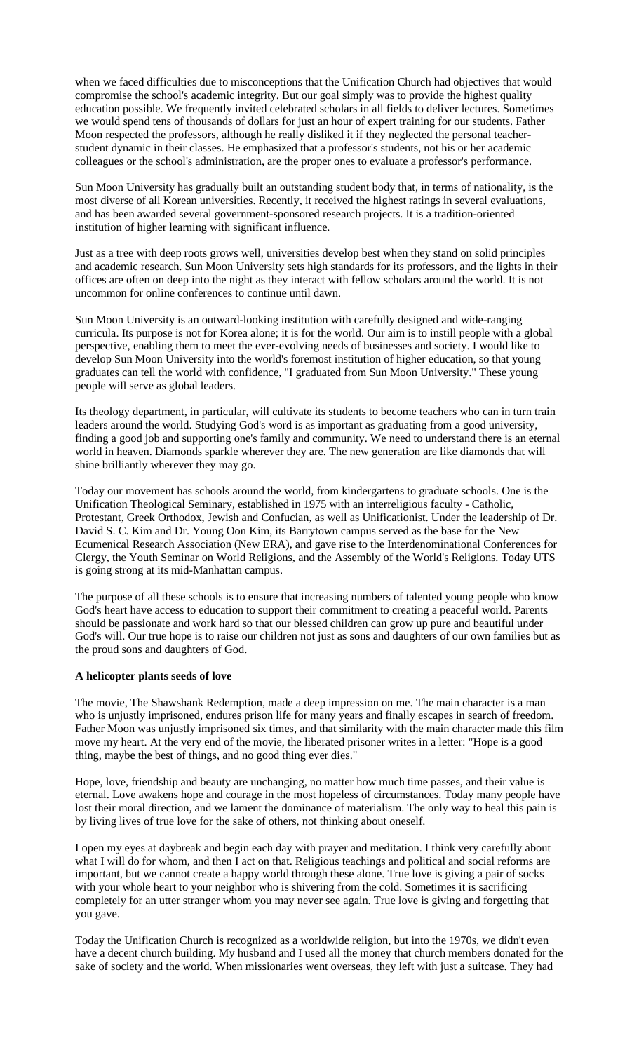when we faced difficulties due to misconceptions that the Unification Church had objectives that would compromise the school's academic integrity. But our goal simply was to provide the highest quality education possible. We frequently invited celebrated scholars in all fields to deliver lectures. Sometimes we would spend tens of thousands of dollars for just an hour of expert training for our students. Father Moon respected the professors, although he really disliked it if they neglected the personal teacher-student dynamic in their classes. He emphasized that a professor's students, not his or her academic colleagues or the school's administration, are the proper ones to evaluate a professor's performance.

Sun Moon University has gradually built an outstanding student body that, in terms of nationality, is the most diverse of all Korean universities. Recently, it received the highest ratings in several evaluations, and has been awarded several government-sponsored research projects. It is a tradition-oriented institution of higher learning with significant influence.

Just as a tree with deep roots grows well, universities develop best when they stand on solid principles and academic research. Sun Moon University sets high standards for its professors, and the lights in their offices are often on deep into the night as they interact with fellow scholars around the world. It is not uncommon for online conferences to continue until dawn.

Sun Moon University is an outward-looking institution with carefully designed and wide-ranging curricula. Its purpose is not for Korea alone; it is for the world. Our aim is to instill people with a global perspective, enabling them to meet the ever-evolving needs of businesses and society. I would like to develop Sun Moon University into the world's foremost institution of higher education, so that young graduates can tell the world with confidence, "I graduated from Sun Moon University." These young people will serve as global leaders.

Its theology department, in particular, will cultivate its students to become teachers who can in turn train leaders around the world. Studying God's word is as important as graduating from a good university, finding a good job and supporting one's family and community. We need to understand there is an eternal world in heaven. Diamonds sparkle wherever they are. The new generation are like diamonds that will shine brilliantly wherever they may go.

Today our movement has schools around the world, from kindergartens to graduate schools. One is the Unification Theological Seminary, established in 1975 with an interreligious faculty - Catholic, Protestant, Greek Orthodox, Jewish and Confucian, as well as Unificationist. Under the leadership of Dr. David S. C. Kim and Dr. Young Oon Kim, its Barrytown campus served as the base for the New Ecumenical Research Association (New ERA), and gave rise to the Interdenominational Conferences for Clergy, the Youth Seminar on World Religions, and the Assembly of the World's Religions. Today UTS is going strong at its mid-Manhattan campus.

The purpose of all these schools is to ensure that increasing numbers of talented young people who know God's heart have access to education to support their commitment to creating a peaceful world. Parents should be passionate and work hard so that our blessed children can grow up pure and beautiful under God's will. Our true hope is to raise our children not just as sons and daughters of our own families but as the proud sons and daughters of God.

**A helicopter plants seeds of love**

The movie, The Shawshank Redemption, made a deep impression on me. The main character is a man who is unjustly imprisoned, endures prison life for many years and finally escapes in search of freedom. Father Moon was unjustly imprisoned six times, and that similarity with the main character made this film move my heart. At the very end of the movie, the liberated prisoner writes in a letter: "Hope is a good thing, maybe the best of things, and no good thing ever dies."

Hope, love, friendship and beauty are unchanging, no matter how much time passes, and their value is eternal. Love awakens hope and courage in the most hopeless of circumstances. Today many people have lost their moral direction, and we lament the dominance of materialism. The only way to heal this pain is by living lives of true love for the sake of others, not thinking about oneself.

I open my eyes at daybreak and begin each day with prayer and meditation. I think very carefully about what I will do for whom, and then I act on that. Religious teachings and political and social reforms are important, but we cannot create a happy world through these alone. True love is giving a pair of socks with your whole heart to your neighbor who is shivering from the cold. Sometimes it is sacrificing completely for an utter stranger whom you may never see again. True love is giving and forgetting that you gave.

Today the Unification Church is recognized as a worldwide religion, but into the 1970s, we didn't even have a decent church building. My husband and I used all the money that church members donated for the sake of society and the world. When missionaries went overseas, they left with just a suitcase. They had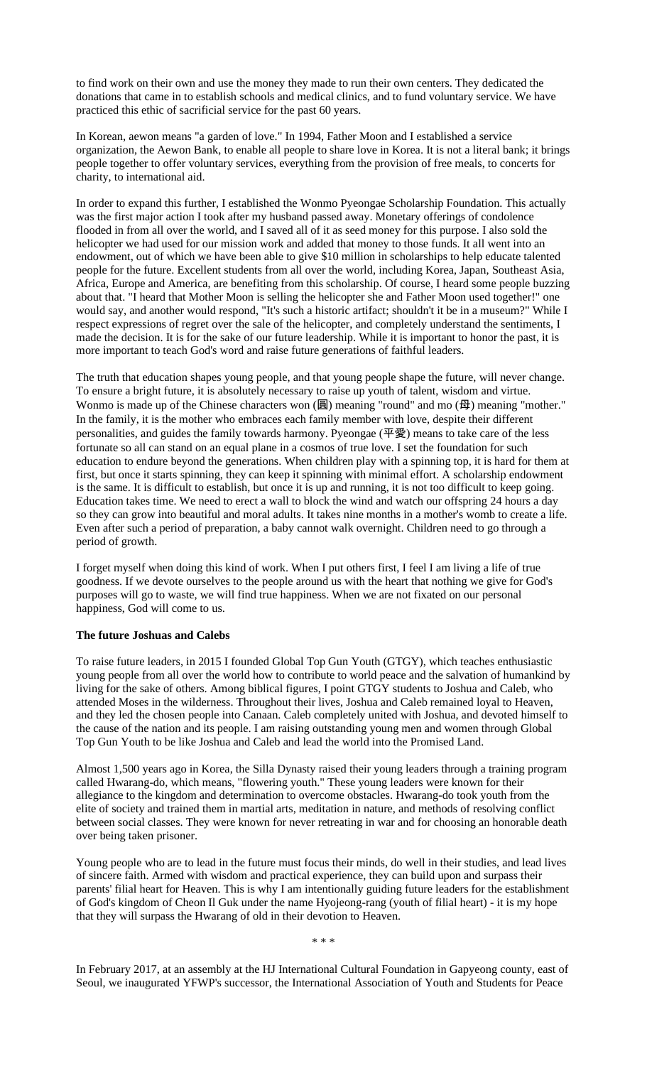to find work on their own and use the money they made to run their own centers. They dedicated the donations that came in to establish schools and medical clinics, and to fund voluntary service. We have practiced this ethic of sacrificial service for the past 60 years.

In Korean, aewon means "a garden of love." In 1994, Father Moon and I established a service organization, the Aewon Bank, to enable all people to share love in Korea. It is not a literal bank; it brings people together to offer voluntary services, everything from the provision of free meals, to concerts for charity, to international aid.

In order to expand this further, I established the Wonmo Pyeongae Scholarship Foundation. This actually was the first major action I took after my husband passed away. Monetary offerings of condolence flooded in from all over the world, and I saved all of it as seed money for this purpose. I also sold the helicopter we had used for our mission work and added that money to those funds. It all went into an endowment, out of which we have been able to give $10 million in scholarships to help educate talented people for the future. Excellent students from all over the world, including Korea, Japan, Southeast Asia, Africa, Europe and America, are benefiting from this scholarship. Of course, I heard some people buzzing about that. "I heard that Mother Moon is selling the helicopter she and Father Moon used together!" one would say, and another would respond, "It's such a historic artifact; shouldn't it be in a museum?" While I respect expressions of regret over the sale of the helicopter, and completely understand the sentiments, I made the decision. It is for the sake of our future leadership. While it is important to honor the past, it is more important to teach God's word and raise future generations of faithful leaders.

The truth that education shapes young people, and that young people shape the future, will never change. To ensure a bright future, it is absolutely necessary to raise up youth of talent, wisdom and virtue. Wonmo is made up of the Chinese characters won (圓) meaning "round" and mo (母) meaning "mother." In the family, it is the mother who embraces each family member with love, despite their different personalities, and guides the family towards harmony. Pyeongae (平愛) means to take care of the less fortunate so all can stand on an equal plane in a cosmos of true love. I set the foundation for such education to endure beyond the generations. When children play with a spinning top, it is hard for them at first, but once it starts spinning, they can keep it spinning with minimal effort. A scholarship endowment is the same. It is difficult to establish, but once it is up and running, it is not too difficult to keep going. Education takes time. We need to erect a wall to block the wind and watch our offspring 24 hours a day so they can grow into beautiful and moral adults. It takes nine months in a mother's womb to create a life. Even after such a period of preparation, a baby cannot walk overnight. Children need to go through a period of growth.

I forget myself when doing this kind of work. When I put others first, I feel I am living a life of true goodness. If we devote ourselves to the people around us with the heart that nothing we give for God's purposes will go to waste, we will find true happiness. When we are not fixated on our personal happiness, God will come to us.

**The future Joshuas and Calebs**

To raise future leaders, in 2015 I founded Global Top Gun Youth (GTGY), which teaches enthusiastic young people from all over the world how to contribute to world peace and the salvation of humankind by living for the sake of others. Among biblical figures, I point GTGY students to Joshua and Caleb, who attended Moses in the wilderness. Throughout their lives, Joshua and Caleb remained loyal to Heaven, and they led the chosen people into Canaan. Caleb completely united with Joshua, and devoted himself to the cause of the nation and its people. I am raising outstanding young men and women through Global Top Gun Youth to be like Joshua and Caleb and lead the world into the Promised Land.

Almost 1,500 years ago in Korea, the Silla Dynasty raised their young leaders through a training program called Hwarang-do, which means, "flowering youth." These young leaders were known for their allegiance to the kingdom and determination to overcome obstacles. Hwarang-do took youth from the elite of society and trained them in martial arts, meditation in nature, and methods of resolving conflict between social classes. They were known for never retreating in war and for choosing an honorable death over being taken prisoner.

Young people who are to lead in the future must focus their minds, do well in their studies, and lead lives of sincere faith. Armed with wisdom and practical experience, they can build upon and surpass their parents' filial heart for Heaven. This is why I am intentionally guiding future leaders for the establishment of God's kingdom of Cheon Il Guk under the name Hyojeong-rang (youth of filial heart) - it is my hope that they will surpass the Hwarang of old in their devotion to Heaven.

\* \* \*

In February 2017, at an assembly at the HJ International Cultural Foundation in Gapyeong county, east of Seoul, we inaugurated YFWP's successor, the International Association of Youth and Students for Peace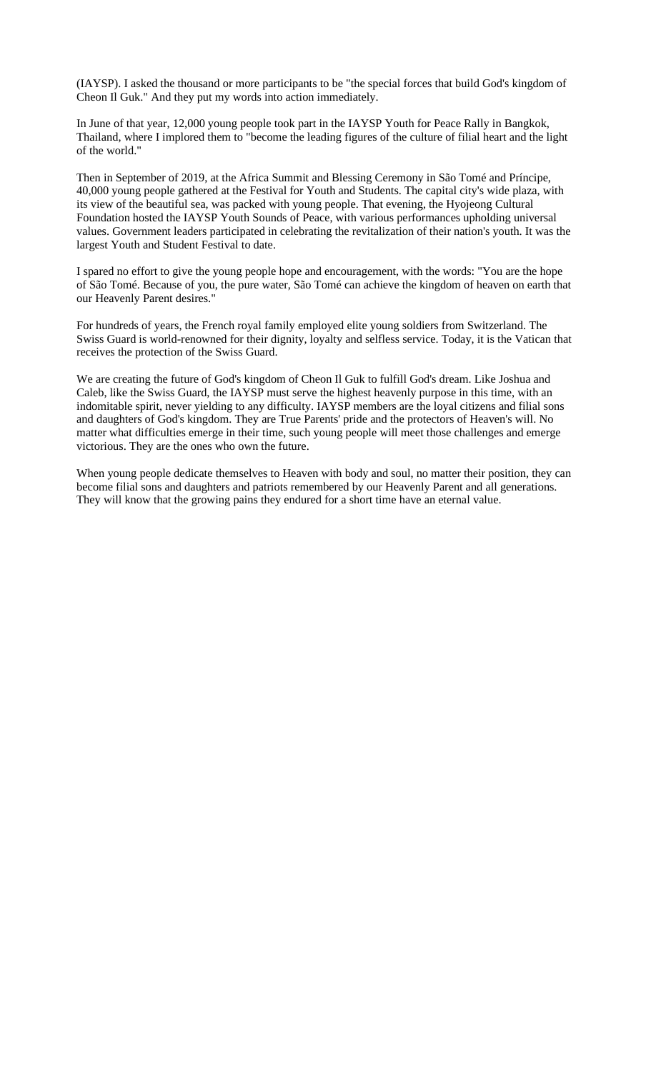(IAYSP). I asked the thousand or more participants to be "the special forces that build God's kingdom of Cheon Il Guk." And they put my words into action immediately.

In June of that year, 12,000 young people took part in the IAYSP Youth for Peace Rally in Bangkok, Thailand, where I implored them to "become the leading figures of the culture of filial heart and the light of the world."

Then in September of 2019, at the Africa Summit and Blessing Ceremony in São Tomé and Príncipe, 40,000 young people gathered at the Festival for Youth and Students. The capital city's wide plaza, with its view of the beautiful sea, was packed with young people. That evening, the Hyojeong Cultural Foundation hosted the IAYSP Youth Sounds of Peace, with various performances upholding universal values. Government leaders participated in celebrating the revitalization of their nation's youth. It was the largest Youth and Student Festival to date.

I spared no effort to give the young people hope and encouragement, with the words: "You are the hope of São Tomé. Because of you, the pure water, São Tomé can achieve the kingdom of heaven on earth that our Heavenly Parent desires."

For hundreds of years, the French royal family employed elite young soldiers from Switzerland. The Swiss Guard is world-renowned for their dignity, loyalty and selfless service. Today, it is the Vatican that receives the protection of the Swiss Guard.

We are creating the future of God's kingdom of Cheon Il Guk to fulfill God's dream. Like Joshua and Caleb, like the Swiss Guard, the IAYSP must serve the highest heavenly purpose in this time, with an indomitable spirit, never yielding to any difficulty. IAYSP members are the loyal citizens and filial sons and daughters of God's kingdom. They are True Parents' pride and the protectors of Heaven's will. No matter what difficulties emerge in their time, such young people will meet those challenges and emerge victorious. They are the ones who own the future.

When young people dedicate themselves to Heaven with body and soul, no matter their position, they can become filial sons and daughters and patriots remembered by our Heavenly Parent and all generations. They will know that the growing pains they endured for a short time have an eternal value.